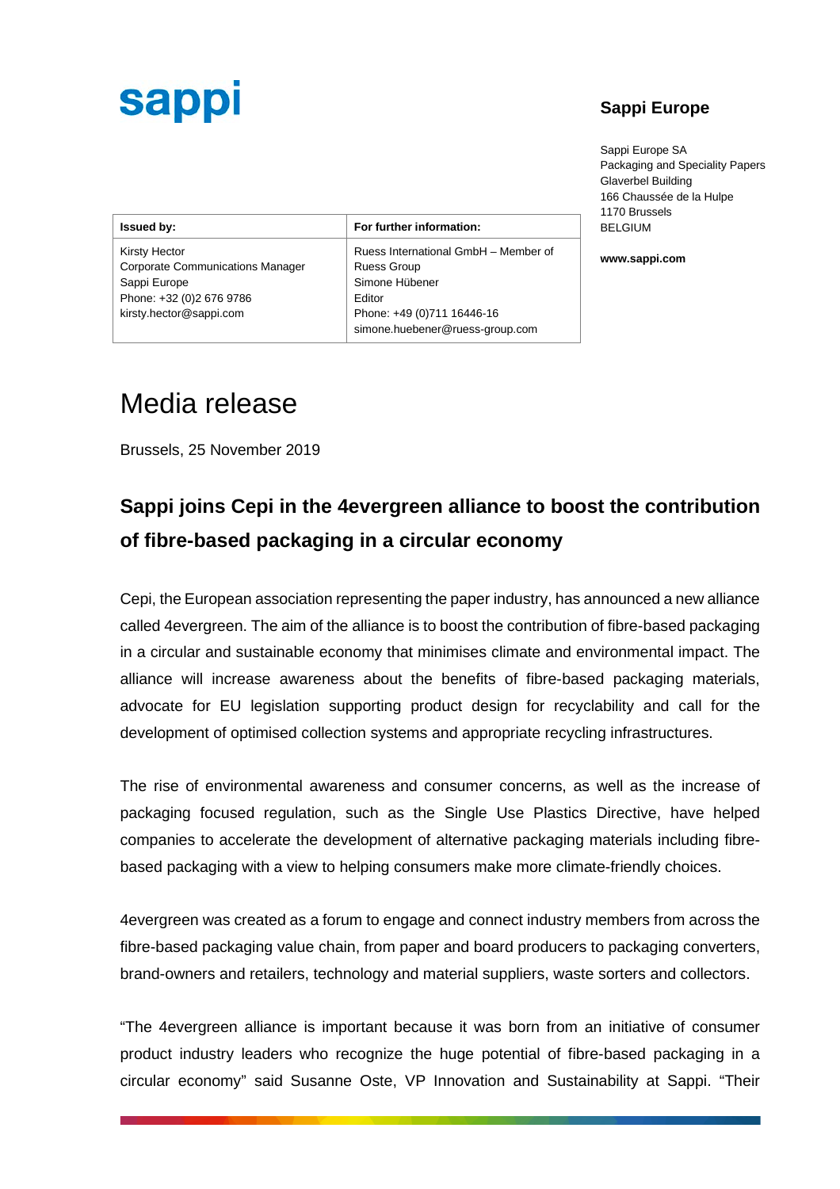sappi

## Sappi Europe

Sappi Europe SA
Packaging and Speciality Papers
Glaverbel Building
166 Chaussée de la Hulpe
1170 Brussels
BELGIUM

**www.sappi.com**

| **Issued by:** | **For further information:** |
|---|---|
| Kirsty Hector<br>Corporate Communications Manager<br>Sappi Europe<br>Phone: +32 (0)2 676 9786<br>kirsty.hector@sappi.com | Ruess International GmbH – Member of Ruess Group<br>Simone Hübener<br>Editor<br>Phone: +49 (0)711 16446-16<br>simone.huebener@ruess-group.com |

# Media release

Brussels, 25 November 2019

## Sappi joins Cepi in the 4evergreen alliance to boost the contribution of fibre-based packaging in a circular economy

Cepi, the European association representing the paper industry, has announced a new alliance called 4evergreen. The aim of the alliance is to boost the contribution of fibre-based packaging in a circular and sustainable economy that minimises climate and environmental impact. The alliance will increase awareness about the benefits of fibre-based packaging materials, advocate for EU legislation supporting product design for recyclability and call for the development of optimised collection systems and appropriate recycling infrastructures.

The rise of environmental awareness and consumer concerns, as well as the increase of packaging focused regulation, such as the Single Use Plastics Directive, have helped companies to accelerate the development of alternative packaging materials including fibre-based packaging with a view to helping consumers make more climate-friendly choices.

4evergreen was created as a forum to engage and connect industry members from across the fibre-based packaging value chain, from paper and board producers to packaging converters, brand-owners and retailers, technology and material suppliers, waste sorters and collectors.

"The 4evergreen alliance is important because it was born from an initiative of consumer product industry leaders who recognize the huge potential of fibre-based packaging in a circular economy" said Susanne Oste, VP Innovation and Sustainability at Sappi. "Their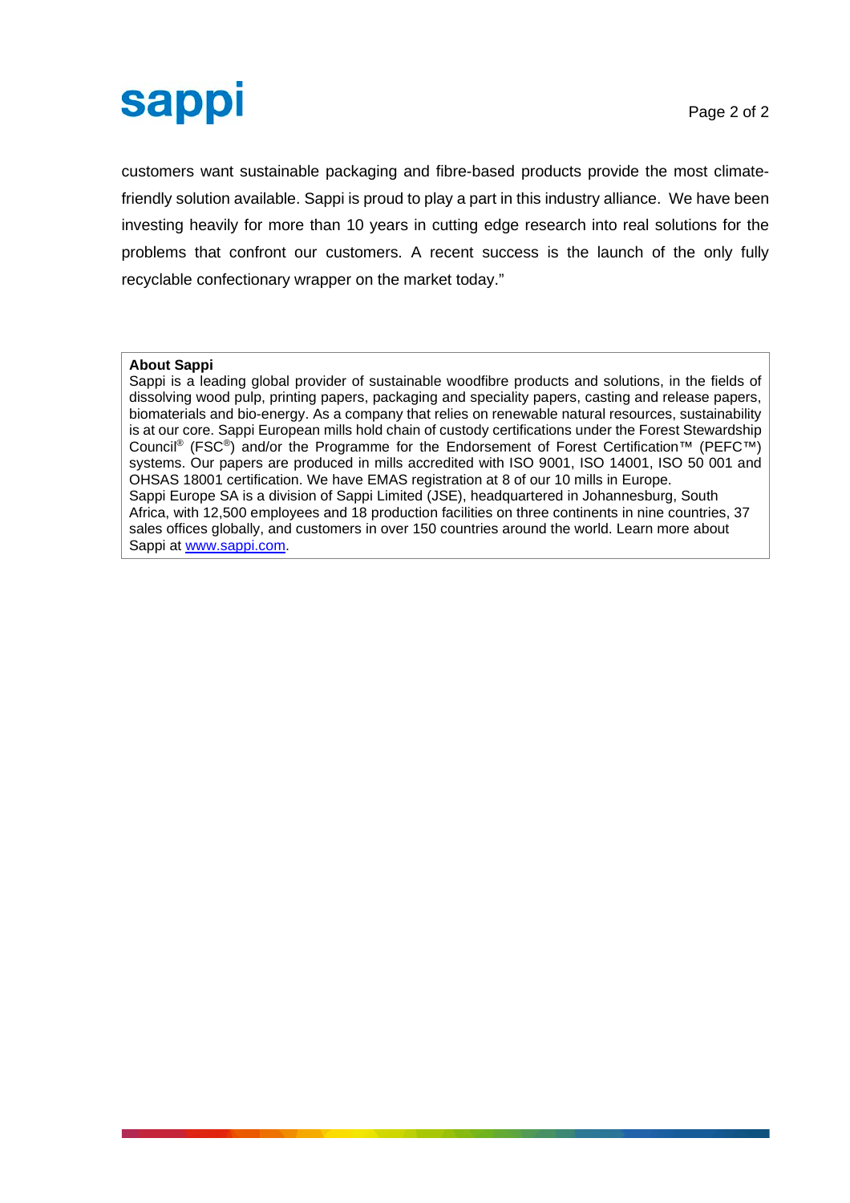customers want sustainable packaging and fibre-based products provide the most climate-friendly solution available. Sappi is proud to play a part in this industry alliance. We have been investing heavily for more than 10 years in cutting edge research into real solutions for the problems that confront our customers. A recent success is the launch of the only fully recyclable confectionary wrapper on the market today."

**About Sappi**

Sappi is a leading global provider of sustainable woodfibre products and solutions, in the fields of dissolving wood pulp, printing papers, packaging and speciality papers, casting and release papers, biomaterials and bio-energy. As a company that relies on renewable natural resources, sustainability is at our core. Sappi European mills hold chain of custody certifications under the Forest Stewardship Council® (FSC®) and/or the Programme for the Endorsement of Forest Certification™ (PEFC™) systems. Our papers are produced in mills accredited with ISO 9001, ISO 14001, ISO 50 001 and OHSAS 18001 certification. We have EMAS registration at 8 of our 10 mills in Europe.
Sappi Europe SA is a division of Sappi Limited (JSE), headquartered in Johannesburg, South Africa, with 12,500 employees and 18 production facilities on three continents in nine countries, 37 sales offices globally, and customers in over 150 countries around the world. Learn more about Sappi at [www.sappi.com](http://www.sappi.com).